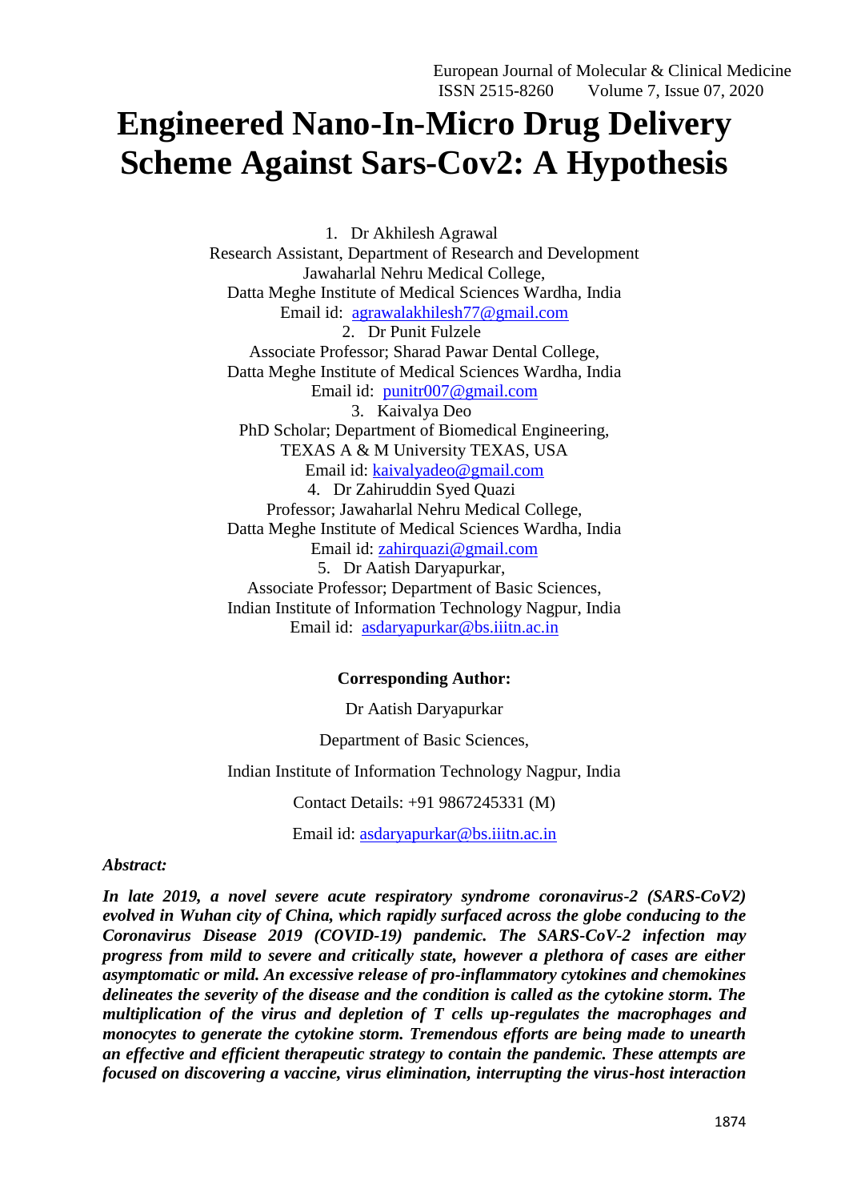# Engineered Nano-In-Micro Drug Delivery Scheme Against Sars-Cov2: A Hypothesis

1. Dr Akhilesh Agrawal
Research Assistant, Department of Research and Development
Jawaharlal Nehru Medical College,
Datta Meghe Institute of Medical Sciences Wardha, India
Email id: agrawalakhilesh77@gmail.com

2. Dr Punit Fulzele
Associate Professor; Sharad Pawar Dental College,
Datta Meghe Institute of Medical Sciences Wardha, India
Email id: punitr007@gmail.com

3. Kaivalya Deo
PhD Scholar; Department of Biomedical Engineering,
TEXAS A & M University TEXAS, USA
Email id: kaivalyadeo@gmail.com

4. Dr Zahiruddin Syed Quazi
Professor; Jawaharlal Nehru Medical College,
Datta Meghe Institute of Medical Sciences Wardha, India
Email id: zahirquazi@gmail.com

5. Dr Aatish Daryapurkar,
Associate Professor; Department of Basic Sciences,
Indian Institute of Information Technology Nagpur, India
Email id: asdaryapurkar@bs.iiitn.ac.in

**Corresponding Author:**

Dr Aatish Daryapurkar

Department of Basic Sciences,

Indian Institute of Information Technology Nagpur, India

Contact Details: +91 9867245331 (M)

Email id: asdaryapurkar@bs.iiitn.ac.in

***Abstract:***

***In late 2019, a novel severe acute respiratory syndrome coronavirus-2 (SARS-CoV2) evolved in Wuhan city of China, which rapidly surfaced across the globe conducing to the Coronavirus Disease 2019 (COVID-19) pandemic. The SARS-CoV-2 infection may progress from mild to severe and critically state, however a plethora of cases are either asymptomatic or mild. An excessive release of pro-inflammatory cytokines and chemokines delineates the severity of the disease and the condition is called as the cytokine storm. The multiplication of the virus and depletion of T cells up-regulates the macrophages and monocytes to generate the cytokine storm. Tremendous efforts are being made to unearth an effective and efficient therapeutic strategy to contain the pandemic. These attempts are focused on discovering a vaccine, virus elimination, interrupting the virus-host interaction***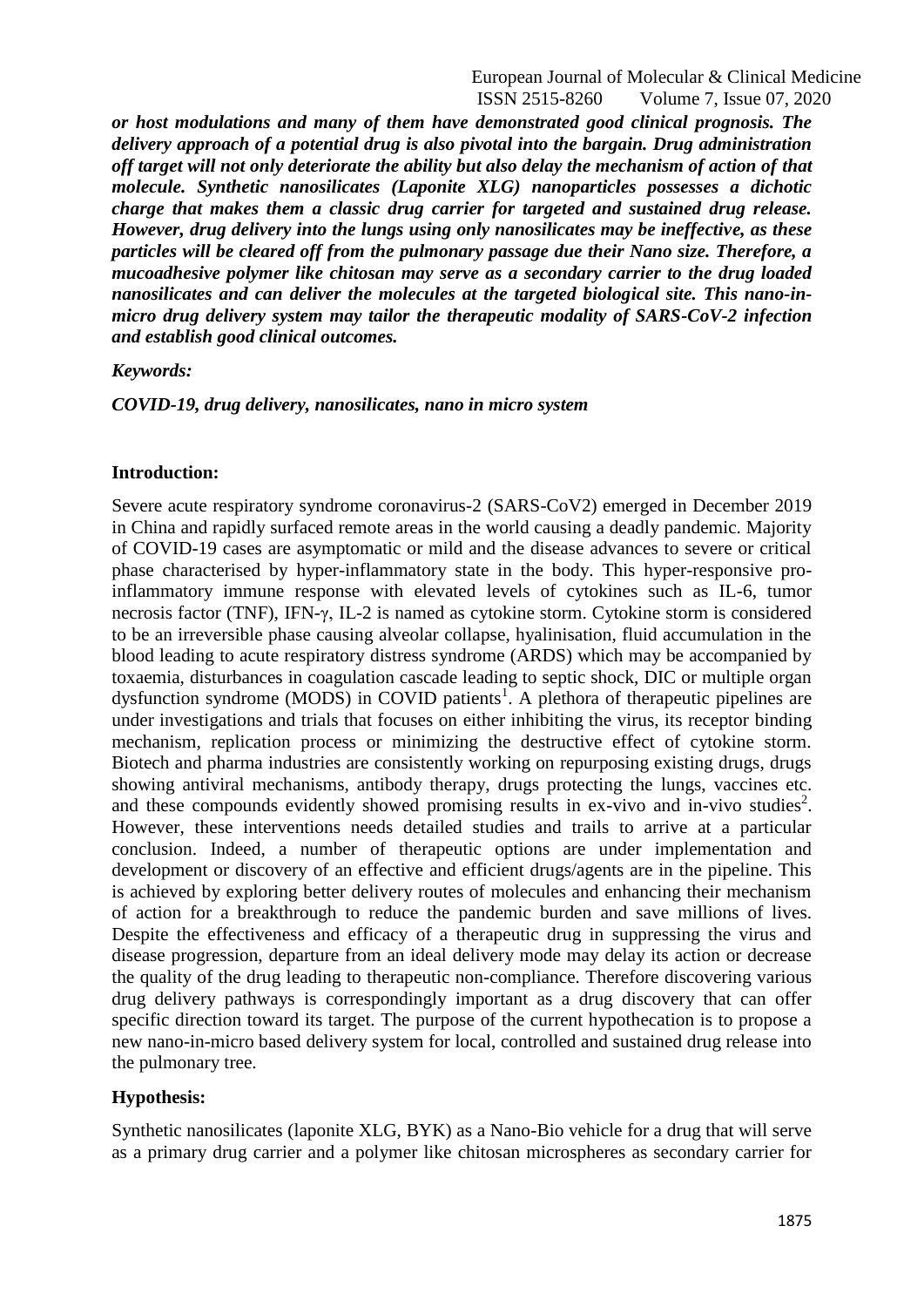***or host modulations and many of them have demonstrated good clinical prognosis. The delivery approach of a potential drug is also pivotal into the bargain. Drug administration off target will not only deteriorate the ability but also delay the mechanism of action of that molecule. Synthetic nanosilicates (Laponite XLG) nanoparticles possesses a dichotic charge that makes them a classic drug carrier for targeted and sustained drug release. However, drug delivery into the lungs using only nanosilicates may be ineffective, as these particles will be cleared off from the pulmonary passage due their Nano size. Therefore, a mucoadhesive polymer like chitosan may serve as a secondary carrier to the drug loaded nanosilicates and can deliver the molecules at the targeted biological site. This nano-in-micro drug delivery system may tailor the therapeutic modality of SARS-CoV-2 infection and establish good clinical outcomes.***

***Keywords:***

***COVID-19, drug delivery, nanosilicates, nano in micro system***

## Introduction:

Severe acute respiratory syndrome coronavirus-2 (SARS-CoV2) emerged in December 2019 in China and rapidly surfaced remote areas in the world causing a deadly pandemic. Majority of COVID-19 cases are asymptomatic or mild and the disease advances to severe or critical phase characterised by hyper-inflammatory state in the body. This hyper-responsive pro-inflammatory immune response with elevated levels of cytokines such as IL-6, tumor necrosis factor (TNF), IFN-γ, IL-2 is named as cytokine storm. Cytokine storm is considered to be an irreversible phase causing alveolar collapse, hyalinisation, fluid accumulation in the blood leading to acute respiratory distress syndrome (ARDS) which may be accompanied by toxaemia, disturbances in coagulation cascade leading to septic shock, DIC or multiple organ dysfunction syndrome (MODS) in COVID patients[1]. A plethora of therapeutic pipelines are under investigations and trials that focuses on either inhibiting the virus, its receptor binding mechanism, replication process or minimizing the destructive effect of cytokine storm. Biotech and pharma industries are consistently working on repurposing existing drugs, drugs showing antiviral mechanisms, antibody therapy, drugs protecting the lungs, vaccines etc. and these compounds evidently showed promising results in ex-vivo and in-vivo studies[2]. However, these interventions needs detailed studies and trails to arrive at a particular conclusion. Indeed, a number of therapeutic options are under implementation and development or discovery of an effective and efficient drugs/agents are in the pipeline. This is achieved by exploring better delivery routes of molecules and enhancing their mechanism of action for a breakthrough to reduce the pandemic burden and save millions of lives. Despite the effectiveness and efficacy of a therapeutic drug in suppressing the virus and disease progression, departure from an ideal delivery mode may delay its action or decrease the quality of the drug leading to therapeutic non-compliance. Therefore discovering various drug delivery pathways is correspondingly important as a drug discovery that can offer specific direction toward its target. The purpose of the current hypothecation is to propose a new nano-in-micro based delivery system for local, controlled and sustained drug release into the pulmonary tree.

## Hypothesis:

Synthetic nanosilicates (laponite XLG, BYK) as a Nano-Bio vehicle for a drug that will serve as a primary drug carrier and a polymer like chitosan microspheres as secondary carrier for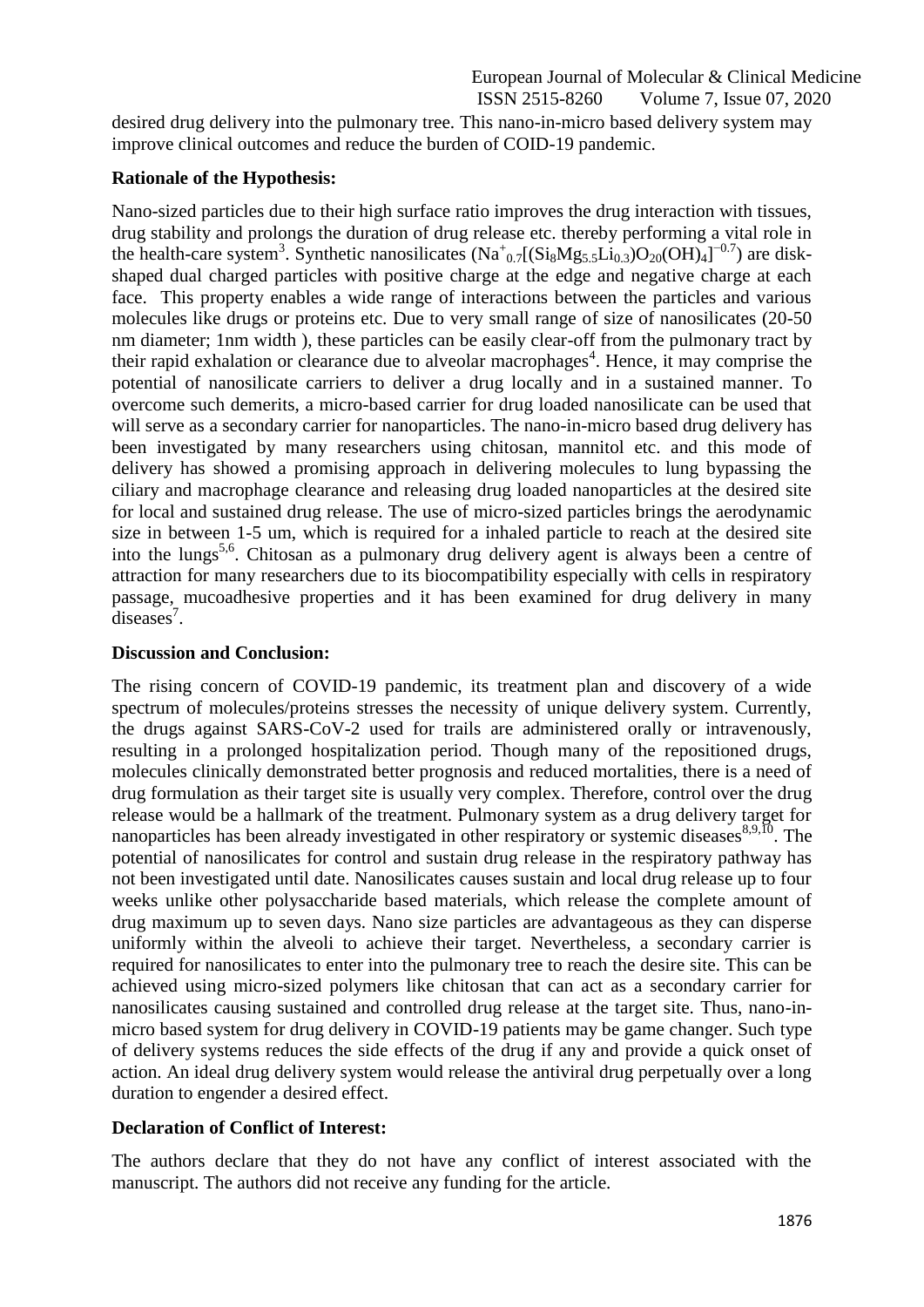desired drug delivery into the pulmonary tree. This nano-in-micro based delivery system may improve clinical outcomes and reduce the burden of COID-19 pandemic.

**Rationale of the Hypothesis:**

Nano-sized particles due to their high surface ratio improves the drug interaction with tissues, drug stability and prolongs the duration of drug release etc. thereby performing a vital role in the health-care system[3]. Synthetic nanosilicates ($Na^{+}_{0.7}[(Si_8Mg_{5.5}Li_{0.3})O_{20}(OH)_4]^{-0.7}$) are disk-shaped dual charged particles with positive charge at the edge and negative charge at each face. This property enables a wide range of interactions between the particles and various molecules like drugs or proteins etc. Due to very small range of size of nanosilicates (20-50 nm diameter; 1nm width ), these particles can be easily clear-off from the pulmonary tract by their rapid exhalation or clearance due to alveolar macrophages[4]. Hence, it may comprise the potential of nanosilicate carriers to deliver a drug locally and in a sustained manner. To overcome such demerits, a micro-based carrier for drug loaded nanosilicate can be used that will serve as a secondary carrier for nanoparticles. The nano-in-micro based drug delivery has been investigated by many researchers using chitosan, mannitol etc. and this mode of delivery has showed a promising approach in delivering molecules to lung bypassing the ciliary and macrophage clearance and releasing drug loaded nanoparticles at the desired site for local and sustained drug release. The use of micro-sized particles brings the aerodynamic size in between 1-5 um, which is required for a inhaled particle to reach at the desired site into the lungs[5,6]. Chitosan as a pulmonary drug delivery agent is always been a centre of attraction for many researchers due to its biocompatibility especially with cells in respiratory passage, mucoadhesive properties and it has been examined for drug delivery in many diseases[7].

**Discussion and Conclusion:**

The rising concern of COVID-19 pandemic, its treatment plan and discovery of a wide spectrum of molecules/proteins stresses the necessity of unique delivery system. Currently, the drugs against SARS-CoV-2 used for trails are administered orally or intravenously, resulting in a prolonged hospitalization period. Though many of the repositioned drugs, molecules clinically demonstrated better prognosis and reduced mortalities, there is a need of drug formulation as their target site is usually very complex. Therefore, control over the drug release would be a hallmark of the treatment. Pulmonary system as a drug delivery target for nanoparticles has been already investigated in other respiratory or systemic diseases[8,9,10]. The potential of nanosilicates for control and sustain drug release in the respiratory pathway has not been investigated until date. Nanosilicates causes sustain and local drug release up to four weeks unlike other polysaccharide based materials, which release the complete amount of drug maximum up to seven days. Nano size particles are advantageous as they can disperse uniformly within the alveoli to achieve their target. Nevertheless, a secondary carrier is required for nanosilicates to enter into the pulmonary tree to reach the desire site. This can be achieved using micro-sized polymers like chitosan that can act as a secondary carrier for nanosilicates causing sustained and controlled drug release at the target site. Thus, nano-in-micro based system for drug delivery in COVID-19 patients may be game changer. Such type of delivery systems reduces the side effects of the drug if any and provide a quick onset of action. An ideal drug delivery system would release the antiviral drug perpetually over a long duration to engender a desired effect.

**Declaration of Conflict of Interest:**

The authors declare that they do not have any conflict of interest associated with the manuscript. The authors did not receive any funding for the article.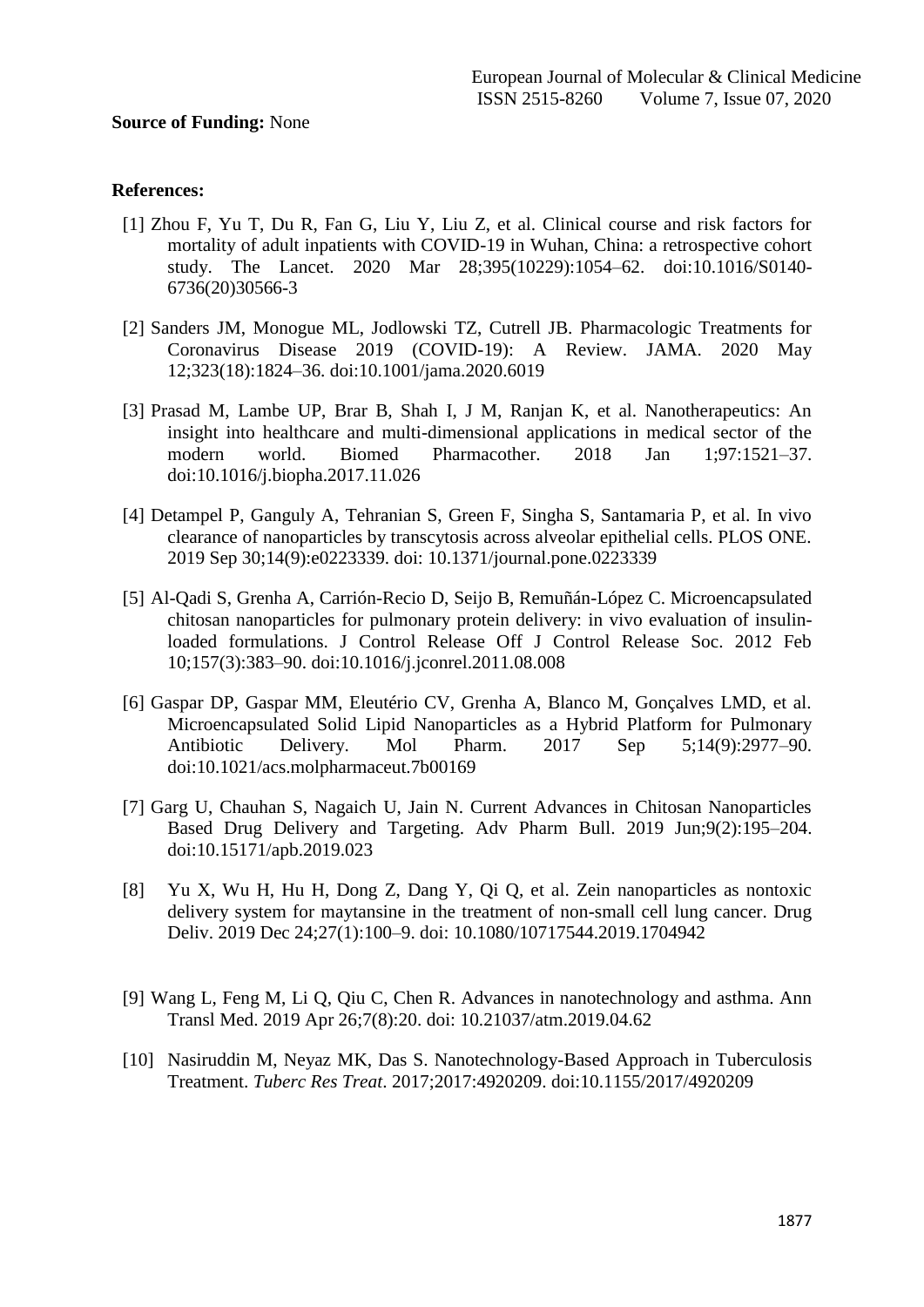**Source of Funding:** None

**References:**

[1] Zhou F, Yu T, Du R, Fan G, Liu Y, Liu Z, et al. Clinical course and risk factors for mortality of adult inpatients with COVID-19 in Wuhan, China: a retrospective cohort study. The Lancet. 2020 Mar 28;395(10229):1054–62. doi:10.1016/S0140-6736(20)30566-3

[2] Sanders JM, Monogue ML, Jodlowski TZ, Cutrell JB. Pharmacologic Treatments for Coronavirus Disease 2019 (COVID-19): A Review. JAMA. 2020 May 12;323(18):1824–36. doi:10.1001/jama.2020.6019

[3] Prasad M, Lambe UP, Brar B, Shah I, J M, Ranjan K, et al. Nanotherapeutics: An insight into healthcare and multi-dimensional applications in medical sector of the modern world. Biomed Pharmacother. 2018 Jan 1;97:1521–37. doi:10.1016/j.biopha.2017.11.026

[4] Detampel P, Ganguly A, Tehranian S, Green F, Singha S, Santamaria P, et al. In vivo clearance of nanoparticles by transcytosis across alveolar epithelial cells. PLOS ONE. 2019 Sep 30;14(9):e0223339. doi: 10.1371/journal.pone.0223339

[5] Al-Qadi S, Grenha A, Carrión-Recio D, Seijo B, Remuñán-López C. Microencapsulated chitosan nanoparticles for pulmonary protein delivery: in vivo evaluation of insulin-loaded formulations. J Control Release Off J Control Release Soc. 2012 Feb 10;157(3):383–90. doi:10.1016/j.jconrel.2011.08.008

[6] Gaspar DP, Gaspar MM, Eleutério CV, Grenha A, Blanco M, Gonçalves LMD, et al. Microencapsulated Solid Lipid Nanoparticles as a Hybrid Platform for Pulmonary Antibiotic Delivery. Mol Pharm. 2017 Sep 5;14(9):2977–90. doi:10.1021/acs.molpharmaceut.7b00169

[7] Garg U, Chauhan S, Nagaich U, Jain N. Current Advances in Chitosan Nanoparticles Based Drug Delivery and Targeting. Adv Pharm Bull. 2019 Jun;9(2):195–204. doi:10.15171/apb.2019.023

[8] Yu X, Wu H, Hu H, Dong Z, Dang Y, Qi Q, et al. Zein nanoparticles as nontoxic delivery system for maytansine in the treatment of non-small cell lung cancer. Drug Deliv. 2019 Dec 24;27(1):100–9. doi: 10.1080/10717544.2019.1704942

[9] Wang L, Feng M, Li Q, Qiu C, Chen R. Advances in nanotechnology and asthma. Ann Transl Med. 2019 Apr 26;7(8):20. doi: 10.21037/atm.2019.04.62

[10] Nasiruddin M, Neyaz MK, Das S. Nanotechnology-Based Approach in Tuberculosis Treatment. *Tuberc Res Treat*. 2017;2017:4920209. doi:10.1155/2017/4920209